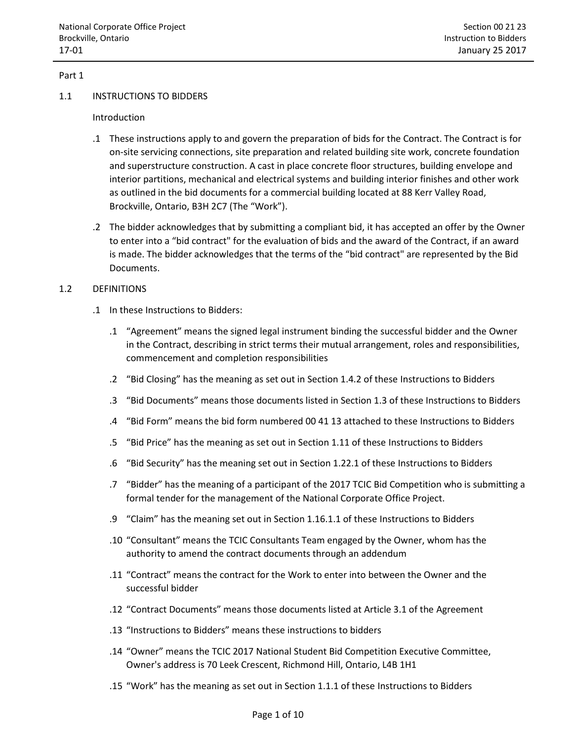Part 1

## 1.1 INSTRUCTIONS TO BIDDERS

Introduction

.1 These instructions apply to and govern the preparation of bids for the Contract. The Contract is for on-site servicing connections, site preparation and related building site work, concrete foundation and superstructure construction. A cast in place concrete floor structures, building envelope and interior partitions, mechanical and electrical systems and building interior finishes and other work as outlined in the bid documents for a commercial building located at 88 Kerr Valley Road, Brockville, Ontario, B3H 2C7 (The "Work").

.2 The bidder acknowledges that by submitting a compliant bid, it has accepted an offer by the Owner to enter into a "bid contract" for the evaluation of bids and the award of the Contract, if an award is made. The bidder acknowledges that the terms of the "bid contract" are represented by the Bid Documents.

## 1.2 DEFINITIONS

.1 In these Instructions to Bidders:

.1 "Agreement" means the signed legal instrument binding the successful bidder and the Owner in the Contract, describing in strict terms their mutual arrangement, roles and responsibilities, commencement and completion responsibilities

.2 "Bid Closing" has the meaning as set out in Section 1.4.2 of these Instructions to Bidders

.3 "Bid Documents" means those documents listed in Section 1.3 of these Instructions to Bidders

.4 "Bid Form" means the bid form numbered 00 41 13 attached to these Instructions to Bidders

.5 "Bid Price" has the meaning as set out in Section 1.11 of these Instructions to Bidders

.6 "Bid Security" has the meaning set out in Section 1.22.1 of these Instructions to Bidders

.7 "Bidder" has the meaning of a participant of the 2017 TCIC Bid Competition who is submitting a formal tender for the management of the National Corporate Office Project.

.9 "Claim" has the meaning set out in Section 1.16.1.1 of these Instructions to Bidders

.10 "Consultant" means the TCIC Consultants Team engaged by the Owner, whom has the authority to amend the contract documents through an addendum

.11 "Contract" means the contract for the Work to enter into between the Owner and the successful bidder

.12 "Contract Documents" means those documents listed at Article 3.1 of the Agreement

.13 "Instructions to Bidders" means these instructions to bidders

.14 "Owner" means the TCIC 2017 National Student Bid Competition Executive Committee, Owner's address is 70 Leek Crescent, Richmond Hill, Ontario, L4B 1H1

.15 "Work" has the meaning as set out in Section 1.1.1 of these Instructions to Bidders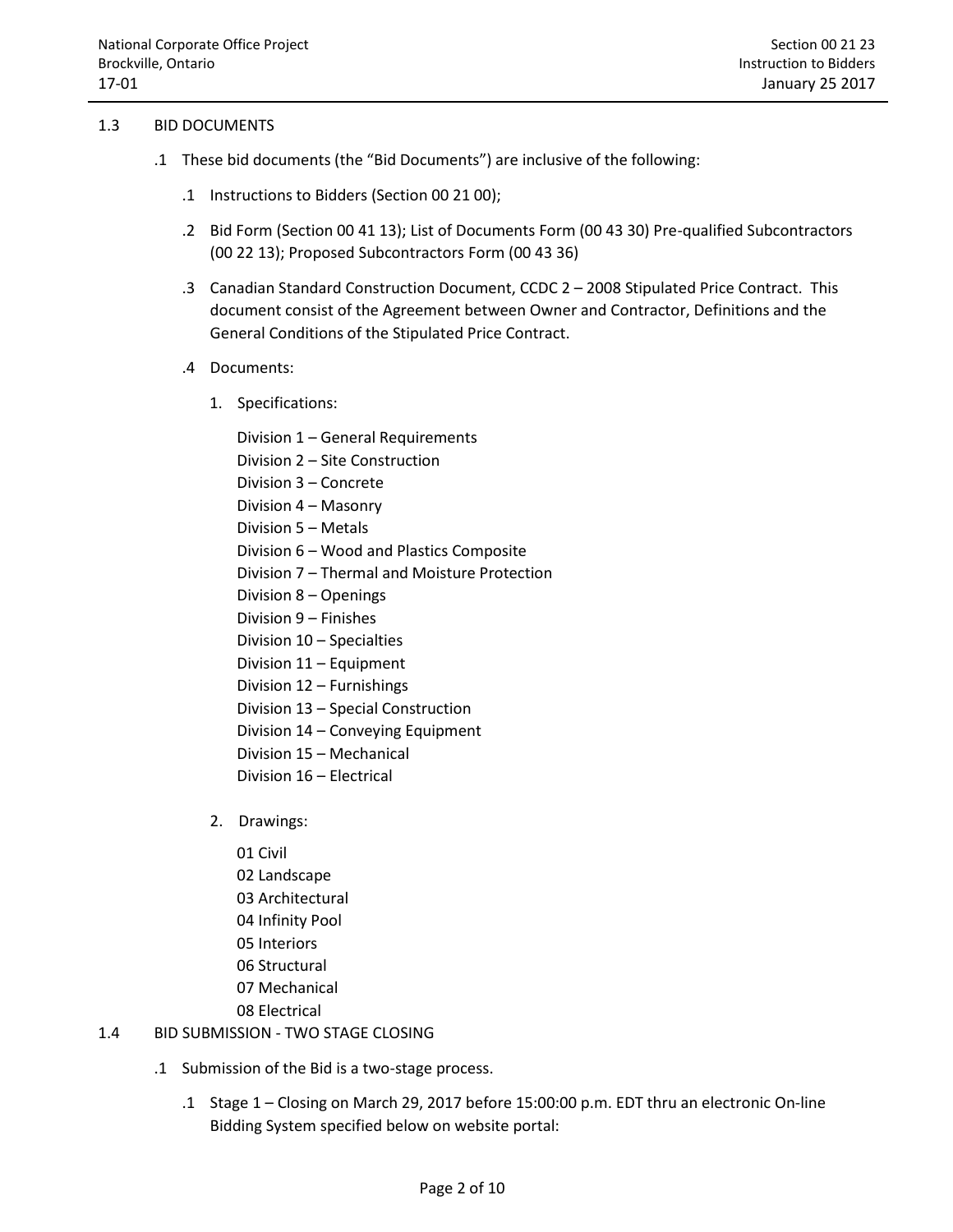## 1.3 BID DOCUMENTS

.1 These bid documents (the "Bid Documents") are inclusive of the following:

.1 Instructions to Bidders (Section 00 21 00);

.2 Bid Form (Section 00 41 13); List of Documents Form (00 43 30) Pre-qualified Subcontractors (00 22 13); Proposed Subcontractors Form (00 43 36)

.3 Canadian Standard Construction Document, CCDC 2 – 2008 Stipulated Price Contract. This document consist of the Agreement between Owner and Contractor, Definitions and the General Conditions of the Stipulated Price Contract.

.4 Documents:

1. Specifications:

   Division 1 – General Requirements
   Division 2 – Site Construction
   Division 3 – Concrete
   Division 4 – Masonry
   Division 5 – Metals
   Division 6 – Wood and Plastics Composite
   Division 7 – Thermal and Moisture Protection
   Division 8 – Openings
   Division 9 – Finishes
   Division 10 – Specialties
   Division 11 – Equipment
   Division 12 – Furnishings
   Division 13 – Special Construction
   Division 14 – Conveying Equipment
   Division 15 – Mechanical
   Division 16 – Electrical

2. Drawings:

   01 Civil
   02 Landscape
   03 Architectural
   04 Infinity Pool
   05 Interiors
   06 Structural
   07 Mechanical
   08 Electrical

## 1.4 BID SUBMISSION - TWO STAGE CLOSING

.1 Submission of the Bid is a two-stage process.

.1 Stage 1 – Closing on March 29, 2017 before 15:00:00 p.m. EDT thru an electronic On-line Bidding System specified below on website portal: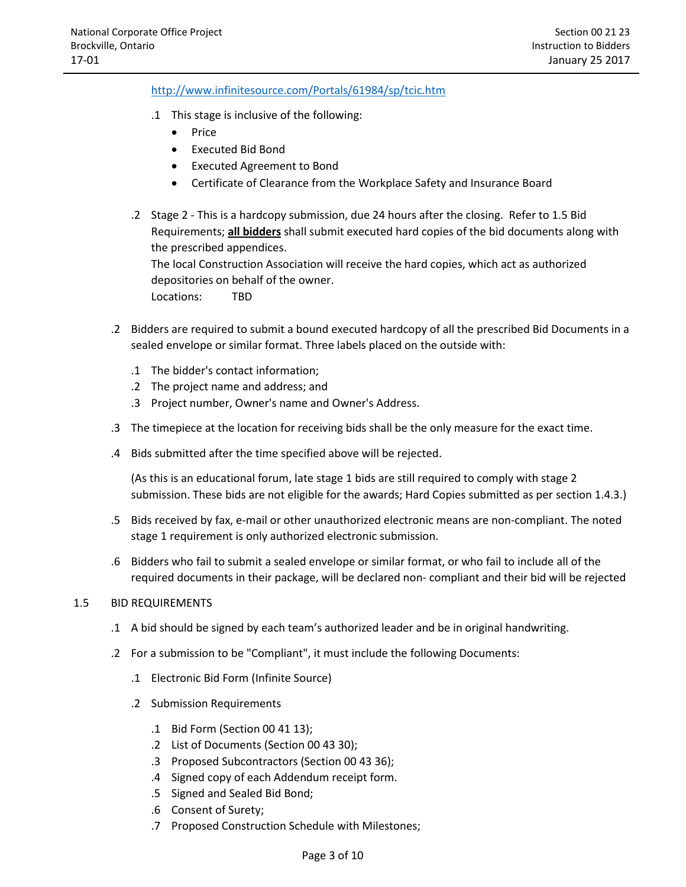http://www.infinitesource.com/Portals/61984/sp/tcic.htm

.1 This stage is inclusive of the following:

- Price
- Executed Bid Bond
- Executed Agreement to Bond
- Certificate of Clearance from the Workplace Safety and Insurance Board

.2 Stage 2 - This is a hardcopy submission, due 24 hours after the closing. Refer to 1.5 Bid Requirements; **<u>all bidders</u>** shall submit executed hard copies of the bid documents along with the prescribed appendices.
The local Construction Association will receive the hard copies, which act as authorized depositories on behalf of the owner.
Locations: TBD

.2 Bidders are required to submit a bound executed hardcopy of all the prescribed Bid Documents in a sealed envelope or similar format. Three labels placed on the outside with:

.1 The bidder's contact information;
.2 The project name and address; and
.3 Project number, Owner's name and Owner's Address.

.3 The timepiece at the location for receiving bids shall be the only measure for the exact time.

.4 Bids submitted after the time specified above will be rejected.

(As this is an educational forum, late stage 1 bids are still required to comply with stage 2 submission. These bids are not eligible for the awards; Hard Copies submitted as per section 1.4.3.)

.5 Bids received by fax, e-mail or other unauthorized electronic means are non-compliant. The noted stage 1 requirement is only authorized electronic submission.

.6 Bidders who fail to submit a sealed envelope or similar format, or who fail to include all of the required documents in their package, will be declared non- compliant and their bid will be rejected

1.5 BID REQUIREMENTS

.1 A bid should be signed by each team's authorized leader and be in original handwriting.

.2 For a submission to be "Compliant", it must include the following Documents:

.1 Electronic Bid Form (Infinite Source)

.2 Submission Requirements

.1 Bid Form (Section 00 41 13);
.2 List of Documents (Section 00 43 30);
.3 Proposed Subcontractors (Section 00 43 36);
.4 Signed copy of each Addendum receipt form.
.5 Signed and Sealed Bid Bond;
.6 Consent of Surety;
.7 Proposed Construction Schedule with Milestones;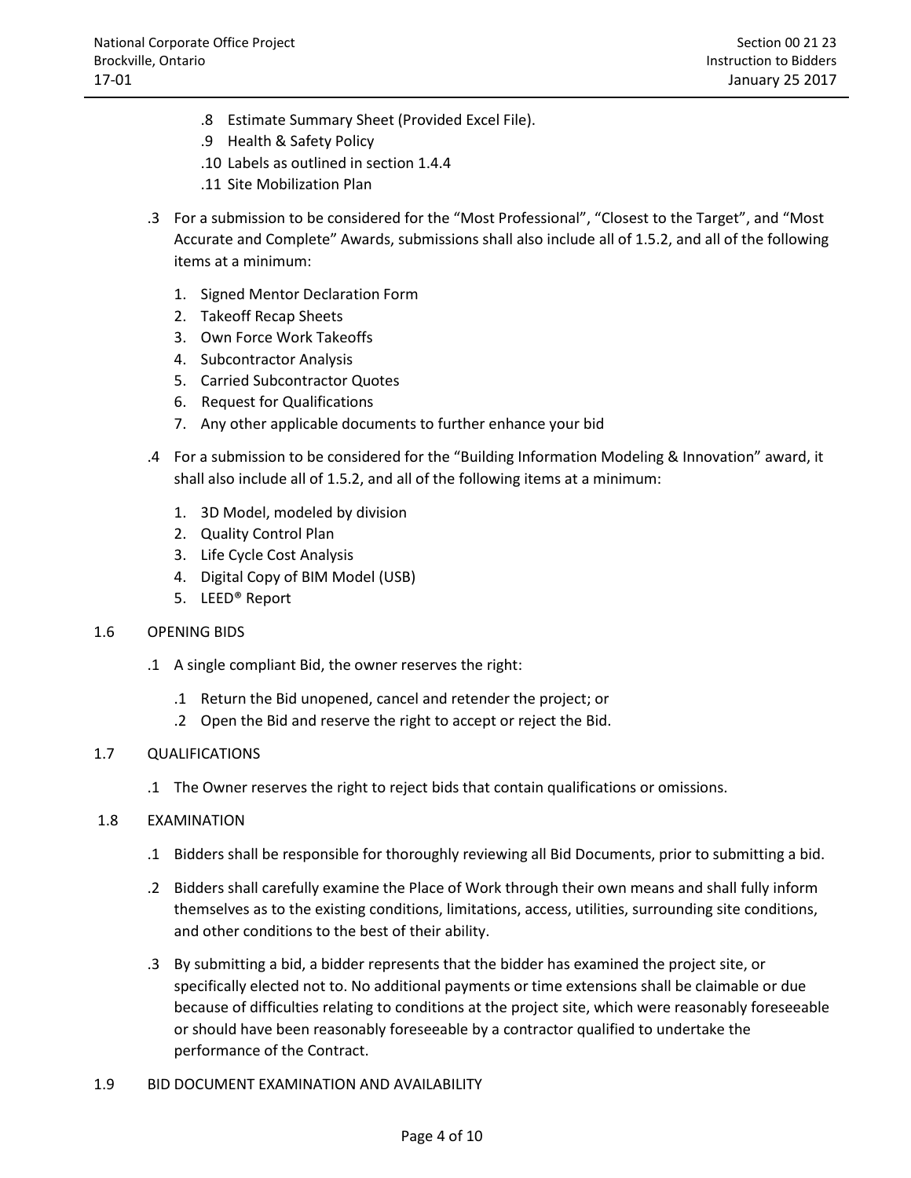.8 Estimate Summary Sheet (Provided Excel File).
.9 Health & Safety Policy
.10 Labels as outlined in section 1.4.4
.11 Site Mobilization Plan

.3 For a submission to be considered for the "Most Professional", "Closest to the Target", and "Most Accurate and Complete" Awards, submissions shall also include all of 1.5.2, and all of the following items at a minimum:

1. Signed Mentor Declaration Form
2. Takeoff Recap Sheets
3. Own Force Work Takeoffs
4. Subcontractor Analysis
5. Carried Subcontractor Quotes
6. Request for Qualifications
7. Any other applicable documents to further enhance your bid

.4 For a submission to be considered for the "Building Information Modeling & Innovation" award, it shall also include all of 1.5.2, and all of the following items at a minimum:

1. 3D Model, modeled by division
2. Quality Control Plan
3. Life Cycle Cost Analysis
4. Digital Copy of BIM Model (USB)
5. LEED® Report

1.6 OPENING BIDS

.1 A single compliant Bid, the owner reserves the right:

.1 Return the Bid unopened, cancel and retender the project; or
.2 Open the Bid and reserve the right to accept or reject the Bid.

1.7 QUALIFICATIONS

.1 The Owner reserves the right to reject bids that contain qualifications or omissions.

1.8 EXAMINATION

.1 Bidders shall be responsible for thoroughly reviewing all Bid Documents, prior to submitting a bid.

.2 Bidders shall carefully examine the Place of Work through their own means and shall fully inform themselves as to the existing conditions, limitations, access, utilities, surrounding site conditions, and other conditions to the best of their ability.

.3 By submitting a bid, a bidder represents that the bidder has examined the project site, or specifically elected not to. No additional payments or time extensions shall be claimable or due because of difficulties relating to conditions at the project site, which were reasonably foreseeable or should have been reasonably foreseeable by a contractor qualified to undertake the performance of the Contract.

1.9 BID DOCUMENT EXAMINATION AND AVAILABILITY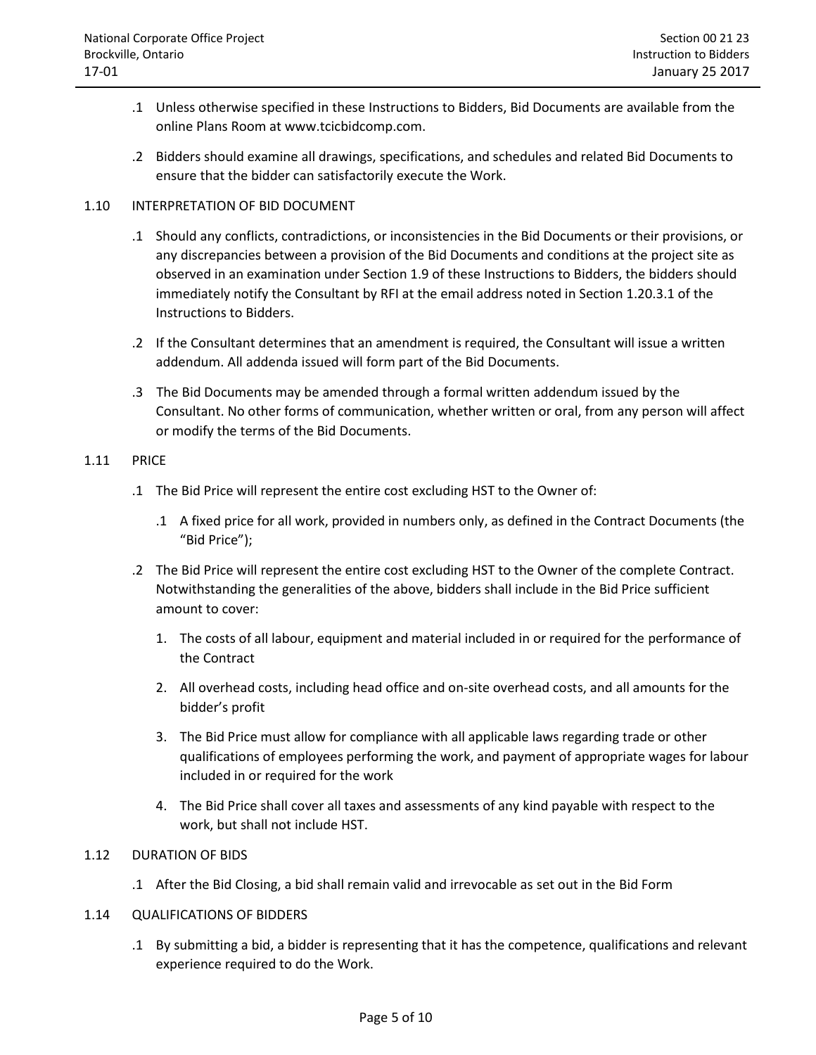.1 Unless otherwise specified in these Instructions to Bidders, Bid Documents are available from the online Plans Room at www.tcicbidcomp.com.

.2 Bidders should examine all drawings, specifications, and schedules and related Bid Documents to ensure that the bidder can satisfactorily execute the Work.

## 1.10 INTERPRETATION OF BID DOCUMENT

.1 Should any conflicts, contradictions, or inconsistencies in the Bid Documents or their provisions, or any discrepancies between a provision of the Bid Documents and conditions at the project site as observed in an examination under Section 1.9 of these Instructions to Bidders, the bidders should immediately notify the Consultant by RFI at the email address noted in Section 1.20.3.1 of the Instructions to Bidders.

.2 If the Consultant determines that an amendment is required, the Consultant will issue a written addendum. All addenda issued will form part of the Bid Documents.

.3 The Bid Documents may be amended through a formal written addendum issued by the Consultant. No other forms of communication, whether written or oral, from any person will affect or modify the terms of the Bid Documents.

## 1.11 PRICE

.1 The Bid Price will represent the entire cost excluding HST to the Owner of:

.1 A fixed price for all work, provided in numbers only, as defined in the Contract Documents (the "Bid Price");

.2 The Bid Price will represent the entire cost excluding HST to the Owner of the complete Contract. Notwithstanding the generalities of the above, bidders shall include in the Bid Price sufficient amount to cover:

1. The costs of all labour, equipment and material included in or required for the performance of the Contract
2. All overhead costs, including head office and on-site overhead costs, and all amounts for the bidder's profit
3. The Bid Price must allow for compliance with all applicable laws regarding trade or other qualifications of employees performing the work, and payment of appropriate wages for labour included in or required for the work
4. The Bid Price shall cover all taxes and assessments of any kind payable with respect to the work, but shall not include HST.

## 1.12 DURATION OF BIDS

.1 After the Bid Closing, a bid shall remain valid and irrevocable as set out in the Bid Form

## 1.14 QUALIFICATIONS OF BIDDERS

.1 By submitting a bid, a bidder is representing that it has the competence, qualifications and relevant experience required to do the Work.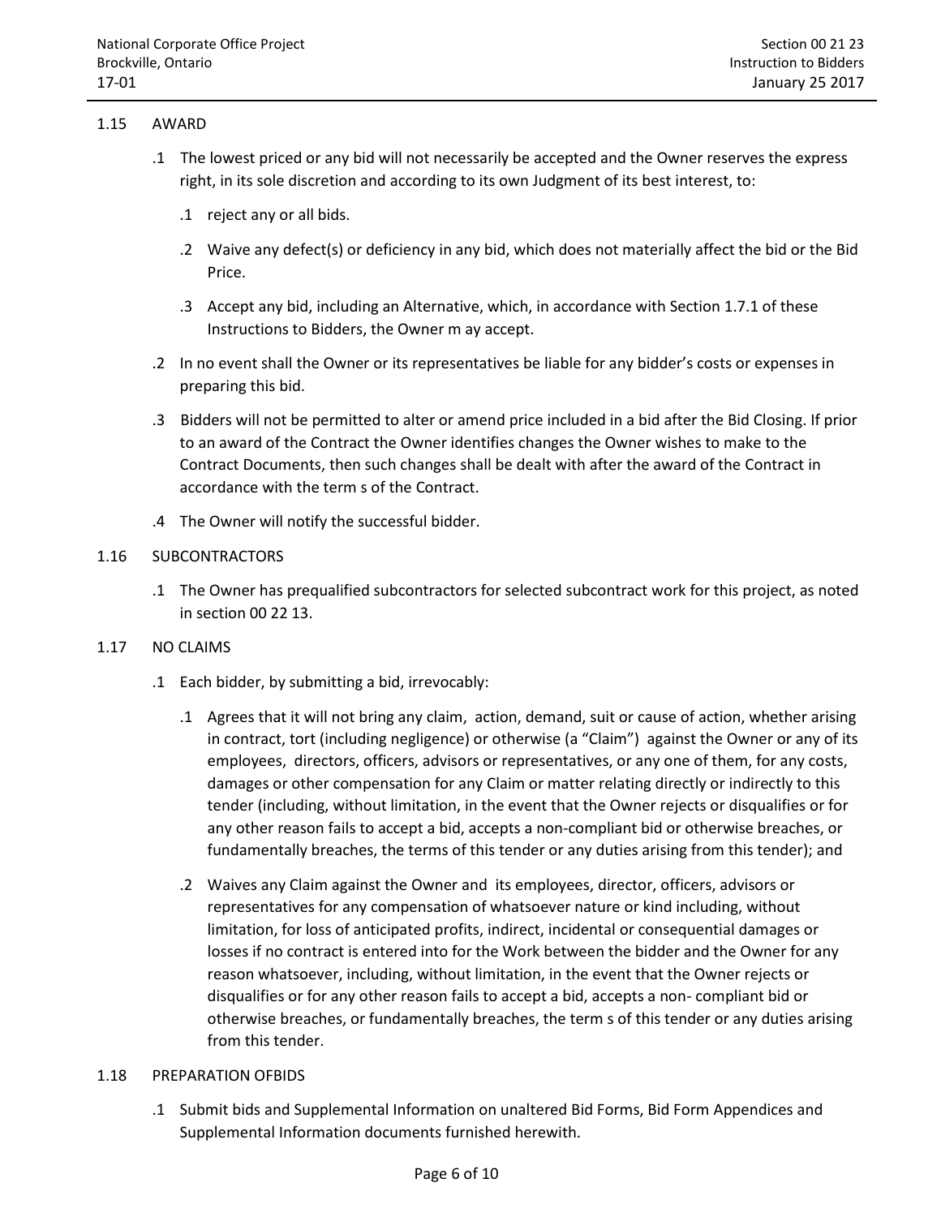## 1.15 AWARD

.1 The lowest priced or any bid will not necessarily be accepted and the Owner reserves the express right, in its sole discretion and according to its own Judgment of its best interest, to:

  .1 reject any or all bids.

  .2 Waive any defect(s) or deficiency in any bid, which does not materially affect the bid or the Bid Price.

  .3 Accept any bid, including an Alternative, which, in accordance with Section 1.7.1 of these Instructions to Bidders, the Owner m ay accept.

.2 In no event shall the Owner or its representatives be liable for any bidder's costs or expenses in preparing this bid.

.3 Bidders will not be permitted to alter or amend price included in a bid after the Bid Closing. If prior to an award of the Contract the Owner identifies changes the Owner wishes to make to the Contract Documents, then such changes shall be dealt with after the award of the Contract in accordance with the term s of the Contract.

.4 The Owner will notify the successful bidder.

## 1.16 SUBCONTRACTORS

.1 The Owner has prequalified subcontractors for selected subcontract work for this project, as noted in section 00 22 13.

## 1.17 NO CLAIMS

.1 Each bidder, by submitting a bid, irrevocably:

  .1 Agrees that it will not bring any claim, action, demand, suit or cause of action, whether arising in contract, tort (including negligence) or otherwise (a "Claim") against the Owner or any of its employees, directors, officers, advisors or representatives, or any one of them, for any costs, damages or other compensation for any Claim or matter relating directly or indirectly to this tender (including, without limitation, in the event that the Owner rejects or disqualifies or for any other reason fails to accept a bid, accepts a non-compliant bid or otherwise breaches, or fundamentally breaches, the terms of this tender or any duties arising from this tender); and

  .2 Waives any Claim against the Owner and its employees, director, officers, advisors or representatives for any compensation of whatsoever nature or kind including, without limitation, for loss of anticipated profits, indirect, incidental or consequential damages or losses if no contract is entered into for the Work between the bidder and the Owner for any reason whatsoever, including, without limitation, in the event that the Owner rejects or disqualifies or for any other reason fails to accept a bid, accepts a non- compliant bid or otherwise breaches, or fundamentally breaches, the term s of this tender or any duties arising from this tender.

## 1.18 PREPARATION OFBIDS

.1 Submit bids and Supplemental Information on unaltered Bid Forms, Bid Form Appendices and Supplemental Information documents furnished herewith.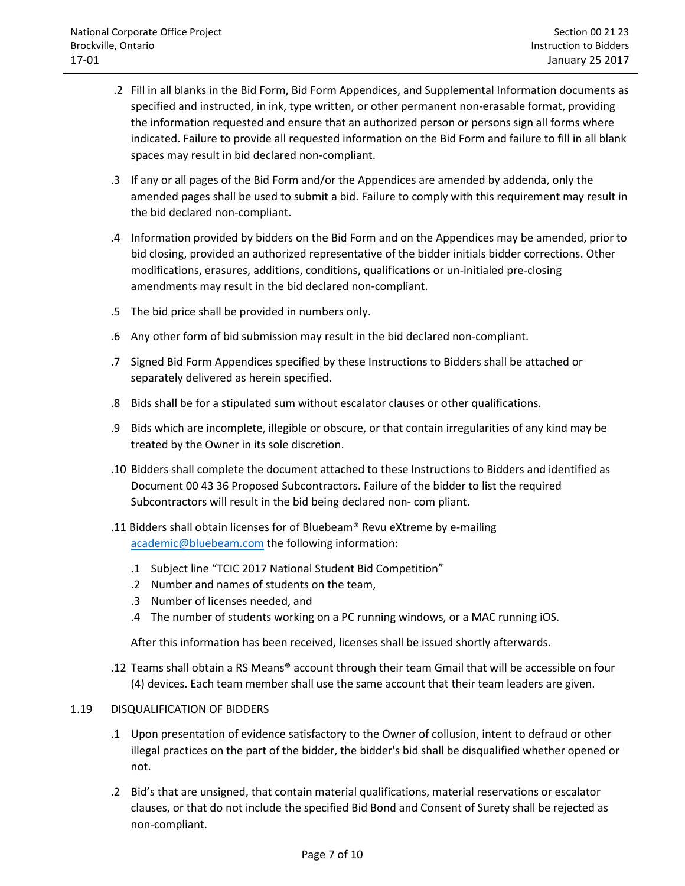.2 Fill in all blanks in the Bid Form, Bid Form Appendices, and Supplemental Information documents as specified and instructed, in ink, type written, or other permanent non-erasable format, providing the information requested and ensure that an authorized person or persons sign all forms where indicated. Failure to provide all requested information on the Bid Form and failure to fill in all blank spaces may result in bid declared non-compliant.

.3 If any or all pages of the Bid Form and/or the Appendices are amended by addenda, only the amended pages shall be used to submit a bid. Failure to comply with this requirement may result in the bid declared non-compliant.

.4 Information provided by bidders on the Bid Form and on the Appendices may be amended, prior to bid closing, provided an authorized representative of the bidder initials bidder corrections. Other modifications, erasures, additions, conditions, qualifications or un-initialed pre-closing amendments may result in the bid declared non-compliant.

.5 The bid price shall be provided in numbers only.

.6 Any other form of bid submission may result in the bid declared non-compliant.

.7 Signed Bid Form Appendices specified by these Instructions to Bidders shall be attached or separately delivered as herein specified.

.8 Bids shall be for a stipulated sum without escalator clauses or other qualifications.

.9 Bids which are incomplete, illegible or obscure, or that contain irregularities of any kind may be treated by the Owner in its sole discretion.

.10 Bidders shall complete the document attached to these Instructions to Bidders and identified as Document 00 43 36 Proposed Subcontractors. Failure of the bidder to list the required Subcontractors will result in the bid being declared non- com pliant.

.11 Bidders shall obtain licenses for of Bluebeam® Revu eXtreme by e-mailing academic@bluebeam.com the following information:

.1 Subject line “TCIC 2017 National Student Bid Competition”
.2 Number and names of students on the team,
.3 Number of licenses needed, and
.4 The number of students working on a PC running windows, or a MAC running iOS.

After this information has been received, licenses shall be issued shortly afterwards.

.12 Teams shall obtain a RS Means® account through their team Gmail that will be accessible on four (4) devices. Each team member shall use the same account that their team leaders are given.

1.19 DISQUALIFICATION OF BIDDERS

.1 Upon presentation of evidence satisfactory to the Owner of collusion, intent to defraud or other illegal practices on the part of the bidder, the bidder's bid shall be disqualified whether opened or not.

.2 Bid’s that are unsigned, that contain material qualifications, material reservations or escalator clauses, or that do not include the specified Bid Bond and Consent of Surety shall be rejected as non-compliant.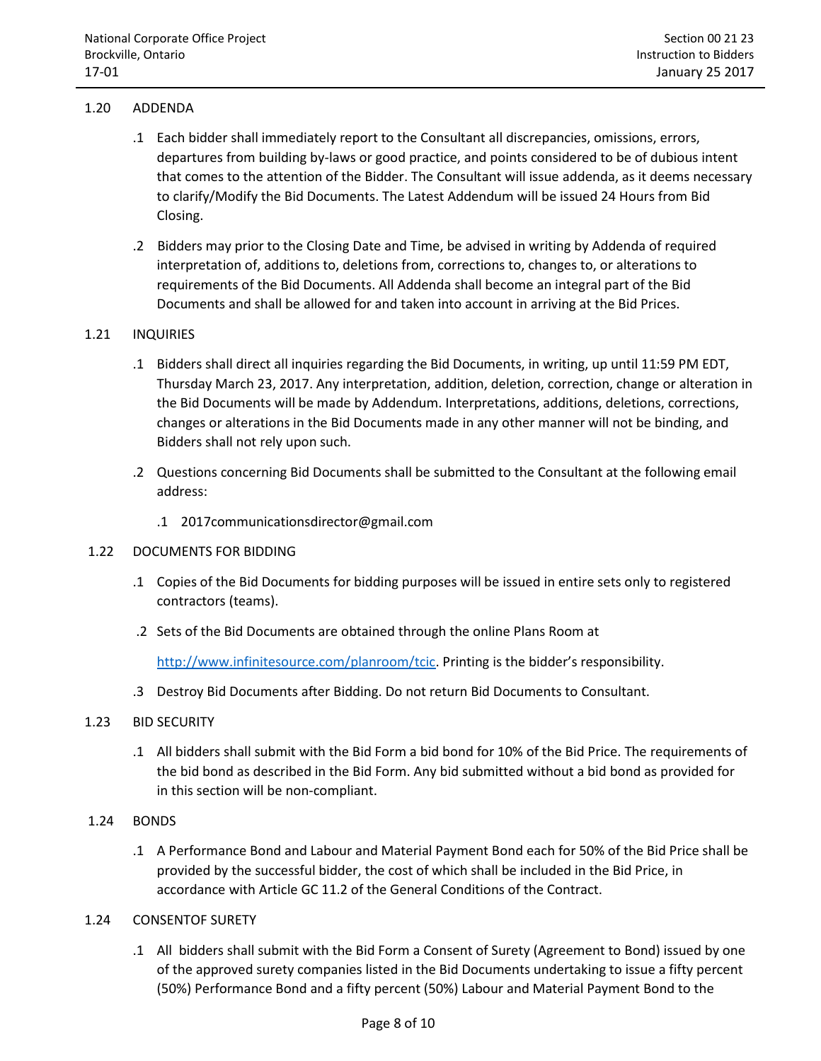## 1.20 ADDENDA

.1 Each bidder shall immediately report to the Consultant all discrepancies, omissions, errors, departures from building by-laws or good practice, and points considered to be of dubious intent that comes to the attention of the Bidder. The Consultant will issue addenda, as it deems necessary to clarify/Modify the Bid Documents. The Latest Addendum will be issued 24 Hours from Bid Closing.

.2 Bidders may prior to the Closing Date and Time, be advised in writing by Addenda of required interpretation of, additions to, deletions from, corrections to, changes to, or alterations to requirements of the Bid Documents. All Addenda shall become an integral part of the Bid Documents and shall be allowed for and taken into account in arriving at the Bid Prices.

## 1.21 INQUIRIES

.1 Bidders shall direct all inquiries regarding the Bid Documents, in writing, up until 11:59 PM EDT, Thursday March 23, 2017. Any interpretation, addition, deletion, correction, change or alteration in the Bid Documents will be made by Addendum. Interpretations, additions, deletions, corrections, changes or alterations in the Bid Documents made in any other manner will not be binding, and Bidders shall not rely upon such.

.2 Questions concerning Bid Documents shall be submitted to the Consultant at the following email address:

.1 2017communicationsdirector@gmail.com

## 1.22 DOCUMENTS FOR BIDDING

.1 Copies of the Bid Documents for bidding purposes will be issued in entire sets only to registered contractors (teams).

.2 Sets of the Bid Documents are obtained through the online Plans Room at

http://www.infinitesource.com/planroom/tcic. Printing is the bidder's responsibility.

.3 Destroy Bid Documents after Bidding. Do not return Bid Documents to Consultant.

## 1.23 BID SECURITY

.1 All bidders shall submit with the Bid Form a bid bond for 10% of the Bid Price. The requirements of the bid bond as described in the Bid Form. Any bid submitted without a bid bond as provided for in this section will be non-compliant.

## 1.24 BONDS

.1 A Performance Bond and Labour and Material Payment Bond each for 50% of the Bid Price shall be provided by the successful bidder, the cost of which shall be included in the Bid Price, in accordance with Article GC 11.2 of the General Conditions of the Contract.

## 1.24 CONSENTOF SURETY

.1 All bidders shall submit with the Bid Form a Consent of Surety (Agreement to Bond) issued by one of the approved surety companies listed in the Bid Documents undertaking to issue a fifty percent (50%) Performance Bond and a fifty percent (50%) Labour and Material Payment Bond to the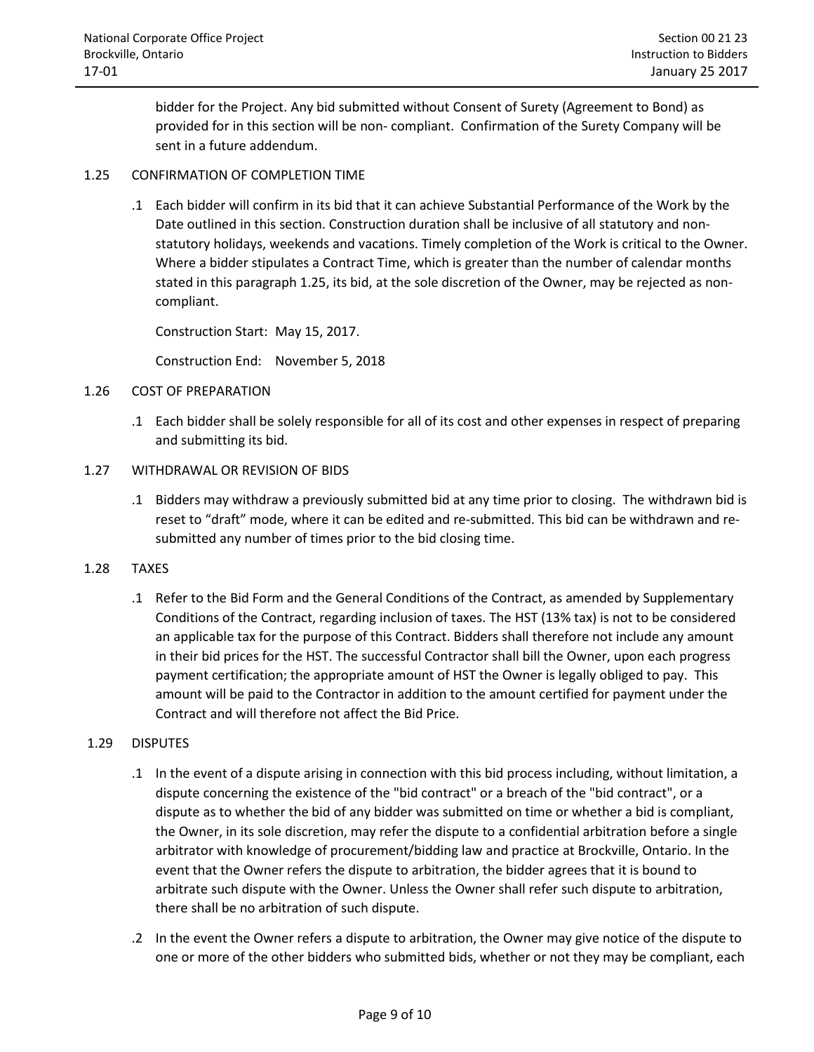bidder for the Project. Any bid submitted without Consent of Surety (Agreement to Bond) as provided for in this section will be non- compliant. Confirmation of the Surety Company will be sent in a future addendum.

1.25 CONFIRMATION OF COMPLETION TIME

.1 Each bidder will confirm in its bid that it can achieve Substantial Performance of the Work by the Date outlined in this section. Construction duration shall be inclusive of all statutory and non-statutory holidays, weekends and vacations. Timely completion of the Work is critical to the Owner. Where a bidder stipulates a Contract Time, which is greater than the number of calendar months stated in this paragraph 1.25, its bid, at the sole discretion of the Owner, may be rejected as non-compliant.

Construction Start: May 15, 2017.

Construction End: November 5, 2018

1.26 COST OF PREPARATION

.1 Each bidder shall be solely responsible for all of its cost and other expenses in respect of preparing and submitting its bid.

1.27 WITHDRAWAL OR REVISION OF BIDS

.1 Bidders may withdraw a previously submitted bid at any time prior to closing. The withdrawn bid is reset to "draft" mode, where it can be edited and re-submitted. This bid can be withdrawn and re-submitted any number of times prior to the bid closing time.

1.28 TAXES

.1 Refer to the Bid Form and the General Conditions of the Contract, as amended by Supplementary Conditions of the Contract, regarding inclusion of taxes. The HST (13% tax) is not to be considered an applicable tax for the purpose of this Contract. Bidders shall therefore not include any amount in their bid prices for the HST. The successful Contractor shall bill the Owner, upon each progress payment certification; the appropriate amount of HST the Owner is legally obliged to pay. This amount will be paid to the Contractor in addition to the amount certified for payment under the Contract and will therefore not affect the Bid Price.

1.29 DISPUTES

.1 In the event of a dispute arising in connection with this bid process including, without limitation, a dispute concerning the existence of the "bid contract" or a breach of the "bid contract", or a dispute as to whether the bid of any bidder was submitted on time or whether a bid is compliant, the Owner, in its sole discretion, may refer the dispute to a confidential arbitration before a single arbitrator with knowledge of procurement/bidding law and practice at Brockville, Ontario. In the event that the Owner refers the dispute to arbitration, the bidder agrees that it is bound to arbitrate such dispute with the Owner. Unless the Owner shall refer such dispute to arbitration, there shall be no arbitration of such dispute.

.2 In the event the Owner refers a dispute to arbitration, the Owner may give notice of the dispute to one or more of the other bidders who submitted bids, whether or not they may be compliant, each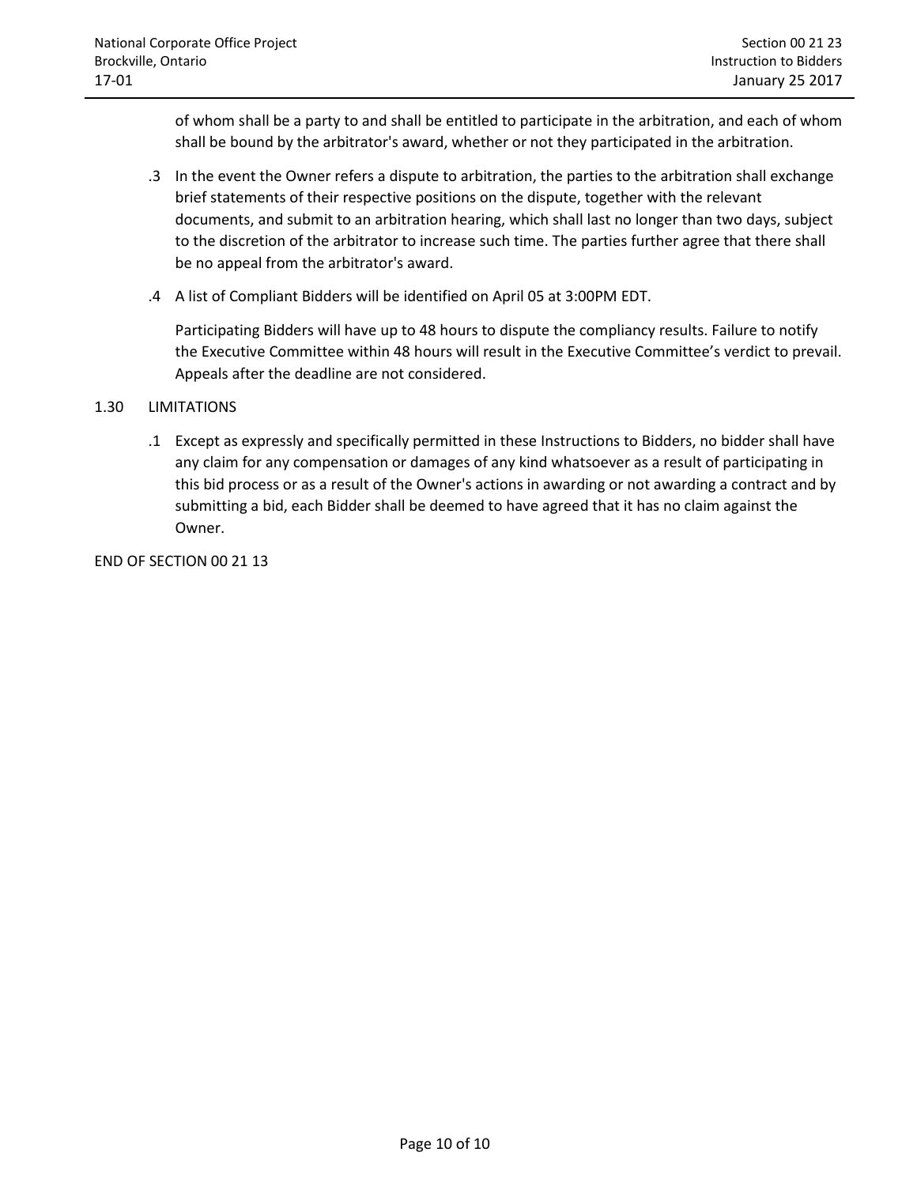of whom shall be a party to and shall be entitled to participate in the arbitration, and each of whom shall be bound by the arbitrator's award, whether or not they participated in the arbitration.

.3 In the event the Owner refers a dispute to arbitration, the parties to the arbitration shall exchange brief statements of their respective positions on the dispute, together with the relevant documents, and submit to an arbitration hearing, which shall last no longer than two days, subject to the discretion of the arbitrator to increase such time. The parties further agree that there shall be no appeal from the arbitrator's award.

.4 A list of Compliant Bidders will be identified on April 05 at 3:00PM EDT.

Participating Bidders will have up to 48 hours to dispute the compliancy results. Failure to notify the Executive Committee within 48 hours will result in the Executive Committee's verdict to prevail. Appeals after the deadline are not considered.

## 1.30 LIMITATIONS

.1 Except as expressly and specifically permitted in these Instructions to Bidders, no bidder shall have any claim for any compensation or damages of any kind whatsoever as a result of participating in this bid process or as a result of the Owner's actions in awarding or not awarding a contract and by submitting a bid, each Bidder shall be deemed to have agreed that it has no claim against the Owner.

END OF SECTION 00 21 13